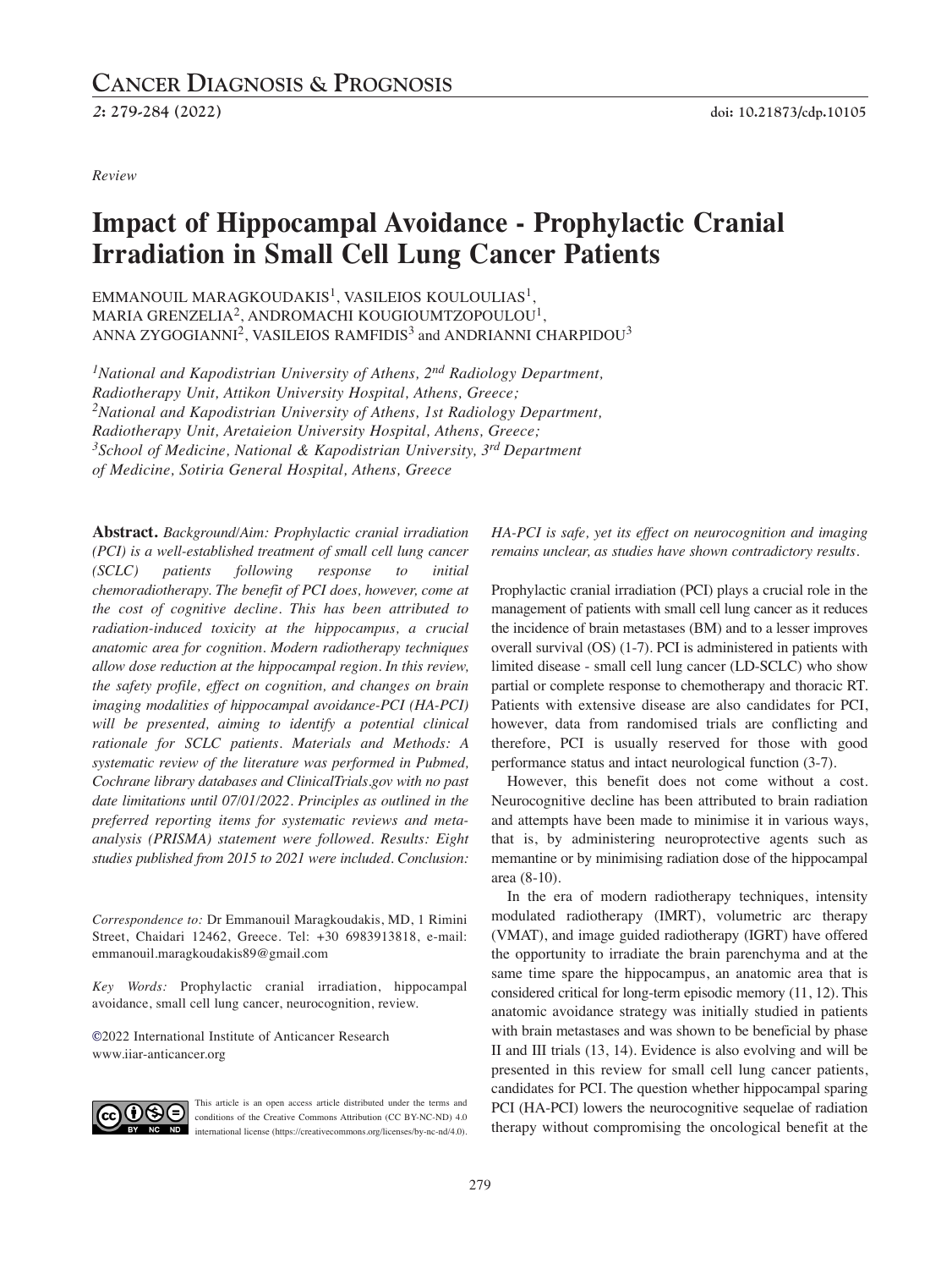*Review*

# Impact of Hippocampal Avoidance - Prophylactic Cranial Irradiation in Small Cell Lung Cancer Patients

EMMANOUIL MARAGKOUDAKIS[1], VASILEIOS KOULOULIAS[1], MARIA GRENZELIA[2], ANDROMACHI KOUGIOUMTZOPOULOU[1], ANNA ZYGOGIANNI[2], VASILEIOS RAMFIDIS[3] and ANDRIANNI CHARPIDOU[3]

*[1]National and Kapodistrian University of Athens, 2nd Radiology Department, Radiotherapy Unit, Attikon University Hospital, Athens, Greece;*
*[2]National and Kapodistrian University of Athens, 1st Radiology Department, Radiotherapy Unit, Aretaieion University Hospital, Athens, Greece;*
*[3]School of Medicine, National & Kapodistrian University, 3rd Department of Medicine, Sotiria General Hospital, Athens, Greece*

**Abstract.** *Background/Aim: Prophylactic cranial irradiation (PCI) is a well-established treatment of small cell lung cancer (SCLC) patients following response to initial chemoradiotherapy. The benefit of PCI does, however, come at the cost of cognitive decline. This has been attributed to radiation-induced toxicity at the hippocampus, a crucial anatomic area for cognition. Modern radiotherapy techniques allow dose reduction at the hippocampal region. In this review, the safety profile, effect on cognition, and changes on brain imaging modalities of hippocampal avoidance-PCI (HA-PCI) will be presented, aiming to identify a potential clinical rationale for SCLC patients. Materials and Methods: A systematic review of the literature was performed in Pubmed, Cochrane library databases and ClinicalTrials.gov with no past date limitations until 07/01/2022. Principles as outlined in the preferred reporting items for systematic reviews and meta-analysis (PRISMA) statement were followed. Results: Eight studies published from 2015 to 2021 were included. Conclusion: HA-PCI is safe, yet its effect on neurocognition and imaging remains unclear, as studies have shown contradictory results.*

*Correspondence to:* Dr Emmanouil Maragkoudakis, MD, 1 Rimini Street, Chaidari 12462, Greece. Tel: +30 6983913818, e-mail: emmanouil.maragkoudakis89@gmail.com

*Key Words:* Prophylactic cranial irradiation, hippocampal avoidance, small cell lung cancer, neurocognition, review.

©2022 International Institute of Anticancer Research www.iiar-anticancer.org

This article is an open access article distributed under the terms and conditions of the Creative Commons Attribution (CC BY-NC-ND) 4.0 international license (https://creativecommons.org/licenses/by-nc-nd/4.0).

Prophylactic cranial irradiation (PCI) plays a crucial role in the management of patients with small cell lung cancer as it reduces the incidence of brain metastases (BM) and to a lesser improves overall survival (OS) (1-7). PCI is administered in patients with limited disease - small cell lung cancer (LD-SCLC) who show partial or complete response to chemotherapy and thoracic RT. Patients with extensive disease are also candidates for PCI, however, data from randomised trials are conflicting and therefore, PCI is usually reserved for those with good performance status and intact neurological function (3-7).

However, this benefit does not come without a cost. Neurocognitive decline has been attributed to brain radiation and attempts have been made to minimise it in various ways, that is, by administering neuroprotective agents such as memantine or by minimising radiation dose of the hippocampal area (8-10).

In the era of modern radiotherapy techniques, intensity modulated radiotherapy (IMRT), volumetric arc therapy (VMAT), and image guided radiotherapy (IGRT) have offered the opportunity to irradiate the brain parenchyma and at the same time spare the hippocampus, an anatomic area that is considered critical for long-term episodic memory (11, 12). This anatomic avoidance strategy was initially studied in patients with brain metastases and was shown to be beneficial by phase II and III trials (13, 14). Evidence is also evolving and will be presented in this review for small cell lung cancer patients, candidates for PCI. The question whether hippocampal sparing PCI (HA-PCI) lowers the neurocognitive sequelae of radiation therapy without compromising the oncological benefit at the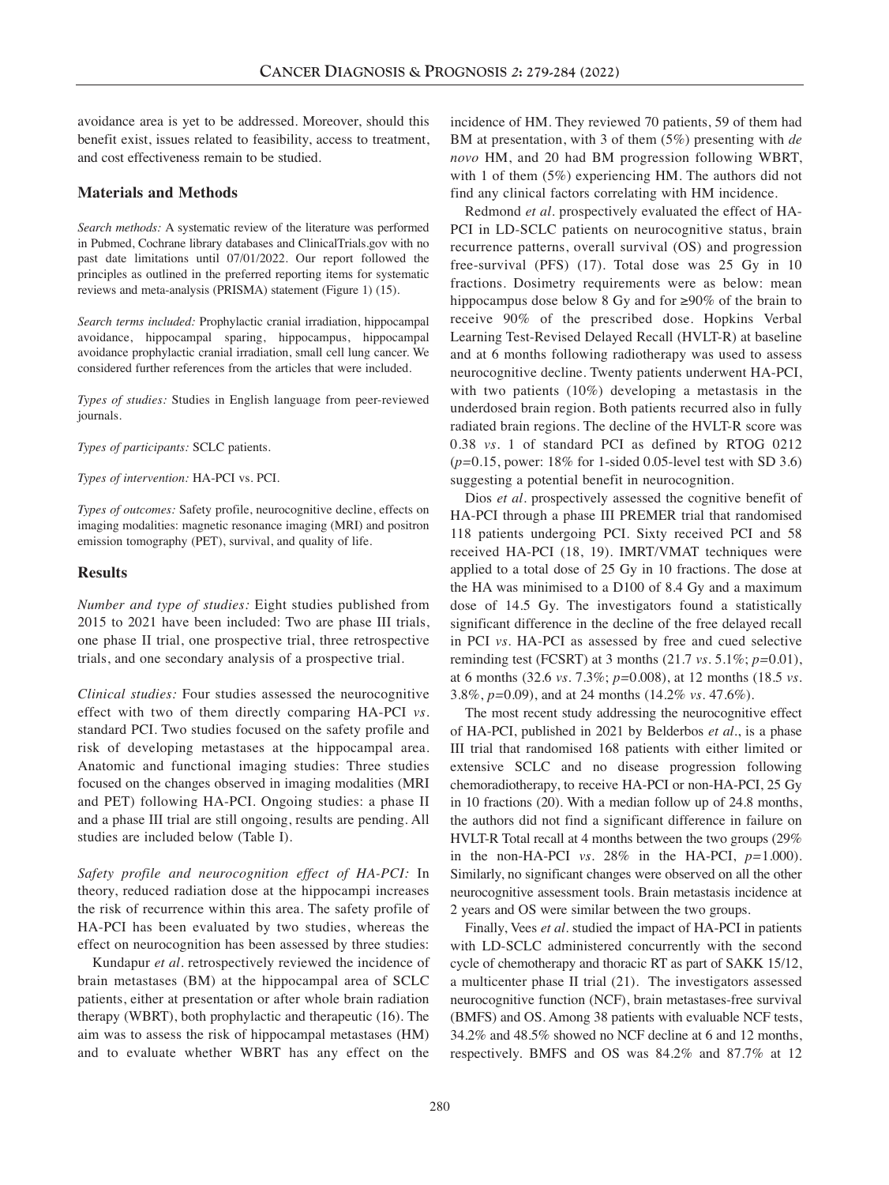avoidance area is yet to be addressed. Moreover, should this benefit exist, issues related to feasibility, access to treatment, and cost effectiveness remain to be studied.

## Materials and Methods

*Search methods:* A systematic review of the literature was performed in Pubmed, Cochrane library databases and ClinicalTrials.gov with no past date limitations until 07/01/2022. Our report followed the principles as outlined in the preferred reporting items for systematic reviews and meta-analysis (PRISMA) statement (Figure 1) (15).

*Search terms included:* Prophylactic cranial irradiation, hippocampal avoidance, hippocampal sparing, hippocampus, hippocampal avoidance prophylactic cranial irradiation, small cell lung cancer. We considered further references from the articles that were included.

*Types of studies:* Studies in English language from peer-reviewed journals.

*Types of participants:* SCLC patients.

*Types of intervention:* HA-PCI vs. PCI.

*Types of outcomes:* Safety profile, neurocognitive decline, effects on imaging modalities: magnetic resonance imaging (MRI) and positron emission tomography (PET), survival, and quality of life.

## Results

*Number and type of studies:* Eight studies published from 2015 to 2021 have been included: Two are phase III trials, one phase II trial, one prospective trial, three retrospective trials, and one secondary analysis of a prospective trial.

*Clinical studies:* Four studies assessed the neurocognitive effect with two of them directly comparing HA-PCI *vs.* standard PCI. Two studies focused on the safety profile and risk of developing metastases at the hippocampal area. Anatomic and functional imaging studies: Three studies focused on the changes observed in imaging modalities (MRI and PET) following HA-PCI. Ongoing studies: a phase II and a phase III trial are still ongoing, results are pending. All studies are included below (Table I).

*Safety profile and neurocognition effect of HA-PCI:* In theory, reduced radiation dose at the hippocampi increases the risk of recurrence within this area. The safety profile of HA-PCI has been evaluated by two studies, whereas the effect on neurocognition has been assessed by three studies:

Kundapur *et al.* retrospectively reviewed the incidence of brain metastases (BM) at the hippocampal area of SCLC patients, either at presentation or after whole brain radiation therapy (WBRT), both prophylactic and therapeutic (16). The aim was to assess the risk of hippocampal metastases (HM) and to evaluate whether WBRT has any effect on the incidence of HM. They reviewed 70 patients, 59 of them had BM at presentation, with 3 of them (5%) presenting with *de novo* HM, and 20 had BM progression following WBRT, with 1 of them (5%) experiencing HM. The authors did not find any clinical factors correlating with HM incidence.

Redmond *et al.* prospectively evaluated the effect of HA-PCI in LD-SCLC patients on neurocognitive status, brain recurrence patterns, overall survival (OS) and progression free-survival (PFS) (17). Total dose was 25 Gy in 10 fractions. Dosimetry requirements were as below: mean hippocampus dose below 8 Gy and for ≥90% of the brain to receive 90% of the prescribed dose. Hopkins Verbal Learning Test-Revised Delayed Recall (HVLT-R) at baseline and at 6 months following radiotherapy was used to assess neurocognitive decline. Twenty patients underwent HA-PCI, with two patients (10%) developing a metastasis in the underdosed brain region. Both patients recurred also in fully radiated brain regions. The decline of the HVLT-R score was 0.38 *vs.* 1 of standard PCI as defined by RTOG 0212 ($p$=0.15, power: 18% for 1-sided 0.05-level test with SD 3.6) suggesting a potential benefit in neurocognition.

Dios *et al.* prospectively assessed the cognitive benefit of HA-PCI through a phase III PREMER trial that randomised 118 patients undergoing PCI. Sixty received PCI and 58 received HA-PCI (18, 19). IMRT/VMAT techniques were applied to a total dose of 25 Gy in 10 fractions. The dose at the HA was minimised to a D100 of 8.4 Gy and a maximum dose of 14.5 Gy. The investigators found a statistically significant difference in the decline of the free delayed recall in PCI *vs.* HA-PCI as assessed by free and cued selective reminding test (FCSRT) at 3 months (21.7 *vs.* 5.1%; $p$=0.01), at 6 months (32.6 *vs.* 7.3%; $p$=0.008), at 12 months (18.5 *vs.* 3.8%, $p$=0.09), and at 24 months (14.2% *vs.* 47.6%).

The most recent study addressing the neurocognitive effect of HA-PCI, published in 2021 by Belderbos *et al.*, is a phase III trial that randomised 168 patients with either limited or extensive SCLC and no disease progression following chemoradiotherapy, to receive HA-PCI or non-HA-PCI, 25 Gy in 10 fractions (20). With a median follow up of 24.8 months, the authors did not find a significant difference in failure on HVLT-R Total recall at 4 months between the two groups (29% in the non-HA-PCI *vs.* 28% in the HA-PCI, $p$=1.000). Similarly, no significant changes were observed on all the other neurocognitive assessment tools. Brain metastasis incidence at 2 years and OS were similar between the two groups.

Finally, Vees *et al.* studied the impact of HA-PCI in patients with LD-SCLC administered concurrently with the second cycle of chemotherapy and thoracic RT as part of SAKK 15/12, a multicenter phase II trial (21). The investigators assessed neurocognitive function (NCF), brain metastases-free survival (BMFS) and OS. Among 38 patients with evaluable NCF tests, 34.2% and 48.5% showed no NCF decline at 6 and 12 months, respectively. BMFS and OS was 84.2% and 87.7% at 12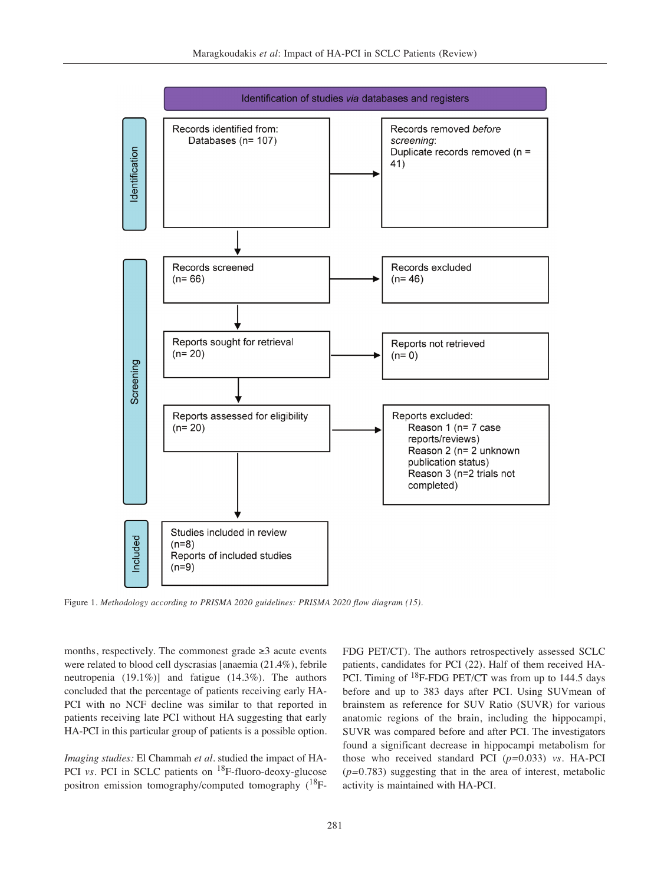Identification of studies *via* databases and registers

**Identification**

Records identified from:
Databases (n= 107)

→ Records removed *before screening*:
Duplicate records removed (n = 41)

**Screening**

Records screened
(n= 66)

→ Records excluded
(n= 46)

Reports sought for retrieval
(n= 20)

→ Reports not retrieved
(n= 0)

Reports assessed for eligibility
(n= 20)

→ Reports excluded:
Reason 1 (n= 7 case reports/reviews)
Reason 2 (n= 2 unknown publication status)
Reason 3 (n=2 trials not completed)

**Included**

Studies included in review
(n=8)
Reports of included studies
(n=9)

Figure 1. *Methodology according to PRISMA 2020 guidelines: PRISMA 2020 flow diagram (15).*

months, respectively. The commonest grade ≥3 acute events were related to blood cell dyscrasias [anaemia (21.4%), febrile neutropenia (19.1%)] and fatigue (14.3%). The authors concluded that the percentage of patients receiving early HA-PCI with no NCF decline was similar to that reported in patients receiving late PCI without HA suggesting that early HA-PCI in this particular group of patients is a possible option.

*Imaging studies:* El Chammah *et al*. studied the impact of HA-PCI *vs*. PCI in SCLC patients on $^{18}$F-fluoro-deoxy-glucose positron emission tomography/computed tomography ($^{18}$F-FDG PET/CT). The authors retrospectively assessed SCLC patients, candidates for PCI (22). Half of them received HA-PCI. Timing of $^{18}$F-FDG PET/CT was from up to 144.5 days before and up to 383 days after PCI. Using SUVmean of brainstem as reference for SUV Ratio (SUVR) for various anatomic regions of the brain, including the hippocampi, SUVR was compared before and after PCI. The investigators found a significant decrease in hippocampi metabolism for those who received standard PCI ($p$=0.033) *vs*. HA-PCI ($p$=0.783) suggesting that in the area of interest, metabolic activity is maintained with HA-PCI.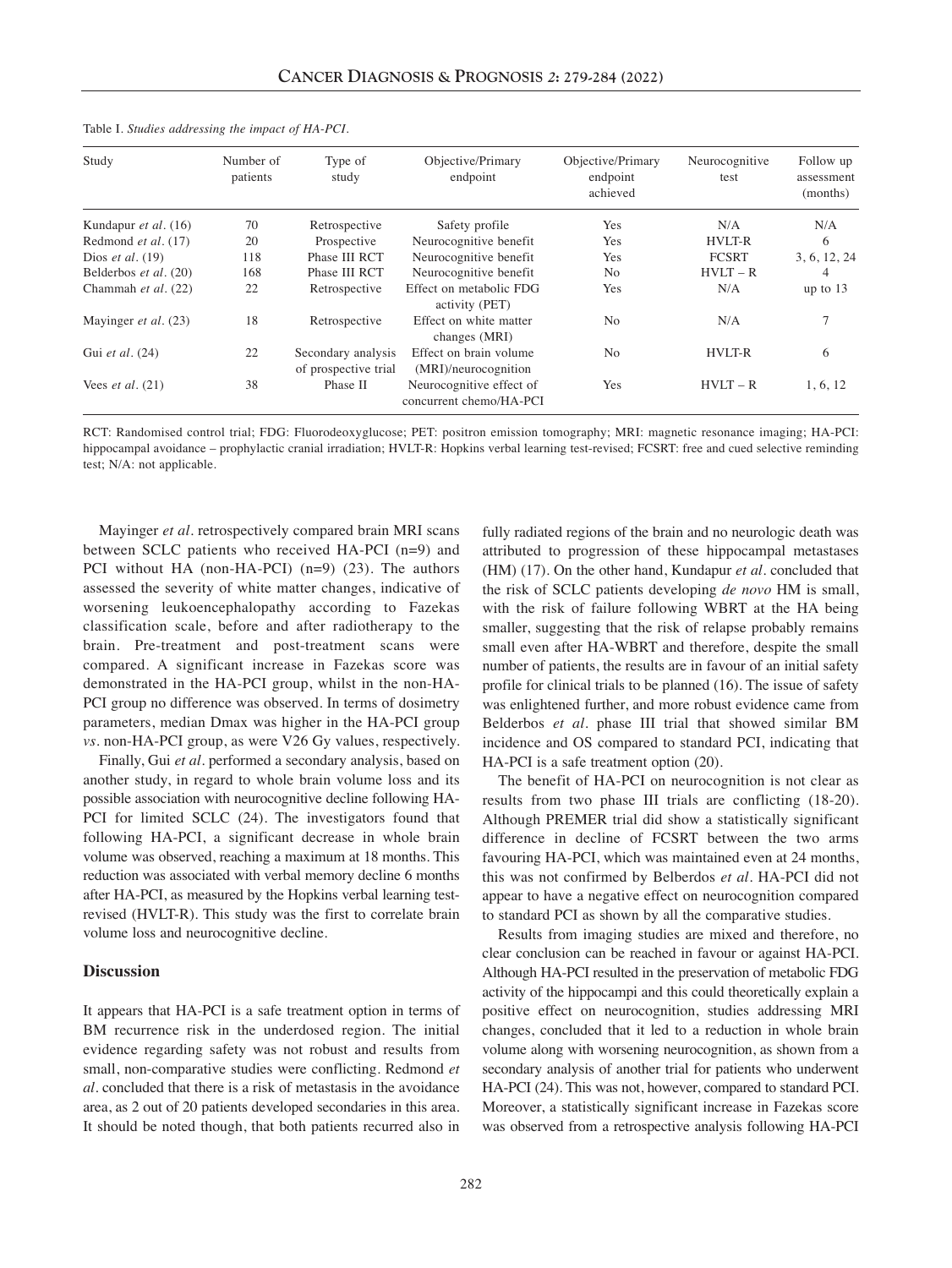Table I. *Studies addressing the impact of HA-PCI.*

| Study | Number of patients | Type of study | Objective/Primary endpoint | Objective/Primary endpoint achieved | Neurocognitive test | Follow up assessment (months) |
|---|---|---|---|---|---|---|
| Kundapur *et al.* (16) | 70 | Retrospective | Safety profile | Yes | N/A | N/A |
| Redmond *et al.* (17) | 20 | Prospective | Neurocognitive benefit | Yes | HVLT-R | 6 |
| Dios *et al.* (19) | 118 | Phase III RCT | Neurocognitive benefit | Yes | FCSRT | 3, 6, 12, 24 |
| Belderbos *et al.* (20) | 168 | Phase III RCT | Neurocognitive benefit | No | HVLT – R | 4 |
| Chammah *et al.* (22) | 22 | Retrospective | Effect on metabolic FDG activity (PET) | Yes | N/A | up to 13 |
| Mayinger *et al.* (23) | 18 | Retrospective | Effect on white matter changes (MRI) | No | N/A | 7 |
| Gui *et al.* (24) | 22 | Secondary analysis of prospective trial | Effect on brain volume (MRI)/neurocognition | No | HVLT-R | 6 |
| Vees *et al.* (21) | 38 | Phase II | Neurocognitive effect of concurrent chemo/HA-PCI | Yes | HVLT – R | 1, 6, 12 |

RCT: Randomised control trial; FDG: Fluorodeoxyglucose; PET: positron emission tomography; MRI: magnetic resonance imaging; HA-PCI: hippocampal avoidance – prophylactic cranial irradiation; HVLT-R: Hopkins verbal learning test-revised; FCSRT: free and cued selective reminding test; N/A: not applicable.

Mayinger *et al.* retrospectively compared brain MRI scans between SCLC patients who received HA-PCI (n=9) and PCI without HA (non-HA-PCI) (n=9) (23). The authors assessed the severity of white matter changes, indicative of worsening leukoencephalopathy according to Fazekas classification scale, before and after radiotherapy to the brain. Pre-treatment and post-treatment scans were compared. A significant increase in Fazekas score was demonstrated in the HA-PCI group, whilst in the non-HA-PCI group no difference was observed. In terms of dosimetry parameters, median Dmax was higher in the HA-PCI group *vs.* non-HA-PCI group, as were V26 Gy values, respectively.

Finally, Gui *et al.* performed a secondary analysis, based on another study, in regard to whole brain volume loss and its possible association with neurocognitive decline following HA-PCI for limited SCLC (24). The investigators found that following HA-PCI, a significant decrease in whole brain volume was observed, reaching a maximum at 18 months. This reduction was associated with verbal memory decline 6 months after HA-PCI, as measured by the Hopkins verbal learning test-revised (HVLT-R). This study was the first to correlate brain volume loss and neurocognitive decline.

## Discussion

It appears that HA-PCI is a safe treatment option in terms of BM recurrence risk in the underdosed region. The initial evidence regarding safety was not robust and results from small, non-comparative studies were conflicting. Redmond *et al.* concluded that there is a risk of metastasis in the avoidance area, as 2 out of 20 patients developed secondaries in this area. It should be noted though, that both patients recurred also in fully radiated regions of the brain and no neurologic death was attributed to progression of these hippocampal metastases (HM) (17). On the other hand, Kundapur *et al.* concluded that the risk of SCLC patients developing *de novo* HM is small, with the risk of failure following WBRT at the HA being smaller, suggesting that the risk of relapse probably remains small even after HA-WBRT and therefore, despite the small number of patients, the results are in favour of an initial safety profile for clinical trials to be planned (16). The issue of safety was enlightened further, and more robust evidence came from Belderbos *et al.* phase III trial that showed similar BM incidence and OS compared to standard PCI, indicating that HA-PCI is a safe treatment option (20).

The benefit of HA-PCI on neurocognition is not clear as results from two phase III trials are conflicting (18-20). Although PREMER trial did show a statistically significant difference in decline of FCSRT between the two arms favouring HA-PCI, which was maintained even at 24 months, this was not confirmed by Belderbos *et al.* HA-PCI did not appear to have a negative effect on neurocognition compared to standard PCI as shown by all the comparative studies.

Results from imaging studies are mixed and therefore, no clear conclusion can be reached in favour or against HA-PCI. Although HA-PCI resulted in the preservation of metabolic FDG activity of the hippocampi and this could theoretically explain a positive effect on neurocognition, studies addressing MRI changes, concluded that it led to a reduction in whole brain volume along with worsening neurocognition, as shown from a secondary analysis of another trial for patients who underwent HA-PCI (24). This was not, however, compared to standard PCI. Moreover, a statistically significant increase in Fazekas score was observed from a retrospective analysis following HA-PCI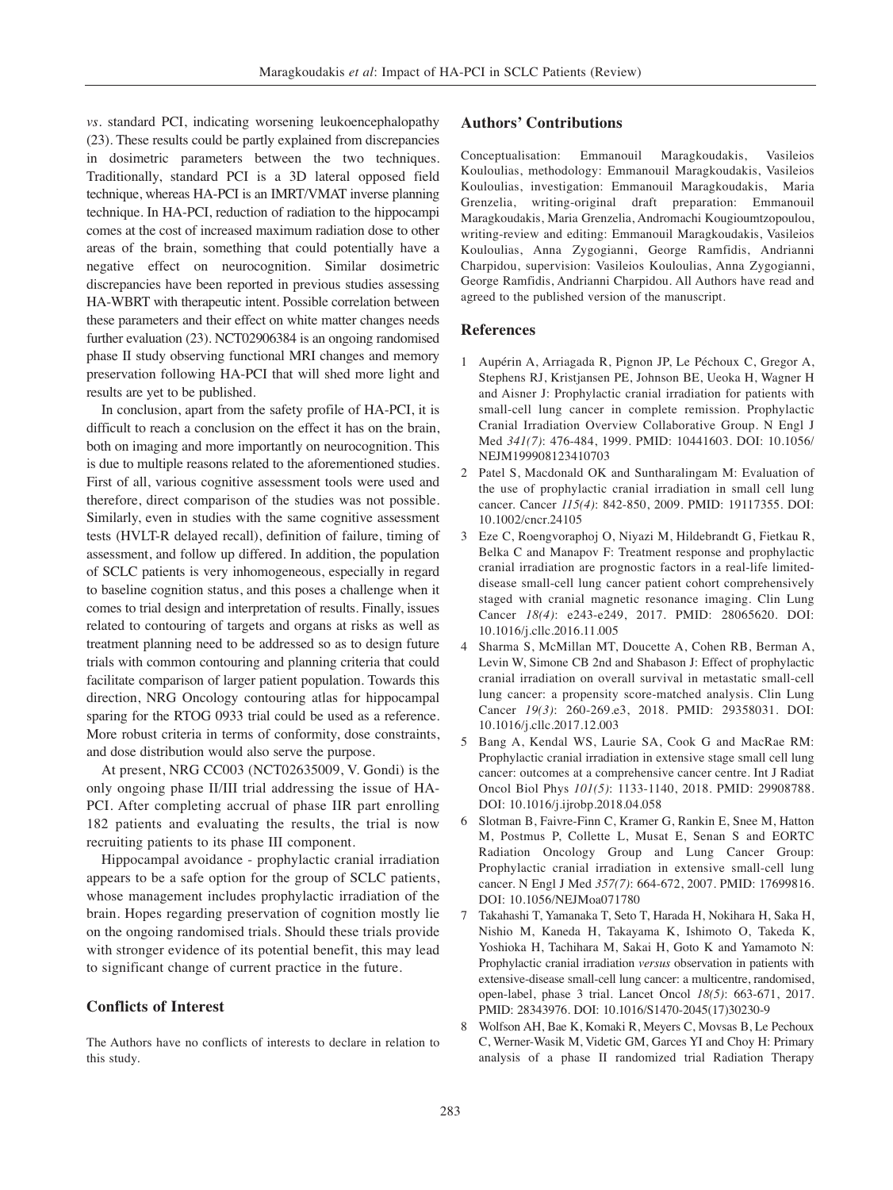*vs*. standard PCI, indicating worsening leukoencephalopathy (23). These results could be partly explained from discrepancies in dosimetric parameters between the two techniques. Traditionally, standard PCI is a 3D lateral opposed field technique, whereas HA-PCI is an IMRT/VMAT inverse planning technique. In HA-PCI, reduction of radiation to the hippocampi comes at the cost of increased maximum radiation dose to other areas of the brain, something that could potentially have a negative effect on neurocognition. Similar dosimetric discrepancies have been reported in previous studies assessing HA-WBRT with therapeutic intent. Possible correlation between these parameters and their effect on white matter changes needs further evaluation (23). NCT02906384 is an ongoing randomised phase II study observing functional MRI changes and memory preservation following HA-PCI that will shed more light and results are yet to be published.

In conclusion, apart from the safety profile of HA-PCI, it is difficult to reach a conclusion on the effect it has on the brain, both on imaging and more importantly on neurocognition. This is due to multiple reasons related to the aforementioned studies. First of all, various cognitive assessment tools were used and therefore, direct comparison of the studies was not possible. Similarly, even in studies with the same cognitive assessment tests (HVLT-R delayed recall), definition of failure, timing of assessment, and follow up differed. In addition, the population of SCLC patients is very inhomogeneous, especially in regard to baseline cognition status, and this poses a challenge when it comes to trial design and interpretation of results. Finally, issues related to contouring of targets and organs at risks as well as treatment planning need to be addressed so as to design future trials with common contouring and planning criteria that could facilitate comparison of larger patient population. Towards this direction, NRG Oncology contouring atlas for hippocampal sparing for the RTOG 0933 trial could be used as a reference. More robust criteria in terms of conformity, dose constraints, and dose distribution would also serve the purpose.

At present, NRG CC003 (NCT02635009, V. Gondi) is the only ongoing phase II/III trial addressing the issue of HA-PCI. After completing accrual of phase IIR part enrolling 182 patients and evaluating the results, the trial is now recruiting patients to its phase III component.

Hippocampal avoidance - prophylactic cranial irradiation appears to be a safe option for the group of SCLC patients, whose management includes prophylactic irradiation of the brain. Hopes regarding preservation of cognition mostly lie on the ongoing randomised trials. Should these trials provide with stronger evidence of its potential benefit, this may lead to significant change of current practice in the future.

## Conflicts of Interest

The Authors have no conflicts of interests to declare in relation to this study.

## Authors' Contributions

Conceptualisation: Emmanouil Maragkoudakis, Vasileios Kouloulias, methodology: Emmanouil Maragkoudakis, Vasileios Kouloulias, investigation: Emmanouil Maragkoudakis, Maria Grenzelia, writing-original draft preparation: Emmanouil Maragkoudakis, Maria Grenzelia, Andromachi Kougioumtzopoulou, writing-review and editing: Emmanouil Maragkoudakis, Vasileios Kouloulias, Anna Zygogianni, George Ramfidis, Andrianni Charpidou, supervision: Vasileios Kouloulias, Anna Zygogianni, George Ramfidis, Andrianni Charpidou. All Authors have read and agreed to the published version of the manuscript.

## References

1. Aupérin A, Arriagada R, Pignon JP, Le Péchoux C, Gregor A, Stephens RJ, Kristjansen PE, Johnson BE, Ueoka H, Wagner H and Aisner J: Prophylactic cranial irradiation for patients with small-cell lung cancer in complete remission. Prophylactic Cranial Irradiation Overview Collaborative Group. N Engl J Med *341(7)*: 476-484, 1999. PMID: 10441603. DOI: 10.1056/NEJM199908123410703
2. Patel S, Macdonald OK and Suntharalingam M: Evaluation of the use of prophylactic cranial irradiation in small cell lung cancer. Cancer *115(4)*: 842-850, 2009. PMID: 19117355. DOI: 10.1002/cncr.24105
3. Eze C, Roengvoraphoj O, Niyazi M, Hildebrandt G, Fietkau R, Belka C and Manapov F: Treatment response and prophylactic cranial irradiation are prognostic factors in a real-life limited-disease small-cell lung cancer patient cohort comprehensively staged with cranial magnetic resonance imaging. Clin Lung Cancer *18(4)*: e243-e249, 2017. PMID: 28065620. DOI: 10.1016/j.cllc.2016.11.005
4. Sharma S, McMillan MT, Doucette A, Cohen RB, Berman A, Levin W, Simone CB 2nd and Shabason J: Effect of prophylactic cranial irradiation on overall survival in metastatic small-cell lung cancer: a propensity score-matched analysis. Clin Lung Cancer *19(3)*: 260-269.e3, 2018. PMID: 29358031. DOI: 10.1016/j.cllc.2017.12.003
5. Bang A, Kendal WS, Laurie SA, Cook G and MacRae RM: Prophylactic cranial irradiation in extensive stage small cell lung cancer: outcomes at a comprehensive cancer centre. Int J Radiat Oncol Biol Phys *101(5)*: 1133-1140, 2018. PMID: 29908788. DOI: 10.1016/j.ijrobp.2018.04.058
6. Slotman B, Faivre-Finn C, Kramer G, Rankin E, Snee M, Hatton M, Postmus P, Collette L, Musat E, Senan S and EORTC Radiation Oncology Group and Lung Cancer Group: Prophylactic cranial irradiation in extensive small-cell lung cancer. N Engl J Med *357(7)*: 664-672, 2007. PMID: 17699816. DOI: 10.1056/NEJMoa071780
7. Takahashi T, Yamanaka T, Seto T, Harada H, Nokihara H, Saka H, Nishio M, Kaneda H, Takayama K, Ishimoto O, Takeda K, Yoshioka H, Tachihara M, Sakai H, Goto K and Yamamoto N: Prophylactic cranial irradiation *versus* observation in patients with extensive-disease small-cell lung cancer: a multicentre, randomised, open-label, phase 3 trial. Lancet Oncol *18(5)*: 663-671, 2017. PMID: 28343976. DOI: 10.1016/S1470-2045(17)30230-9
8. Wolfson AH, Bae K, Komaki R, Meyers C, Movsas B, Le Pechoux C, Werner-Wasik M, Videtic GM, Garces YI and Choy H: Primary analysis of a phase II randomized trial Radiation Therapy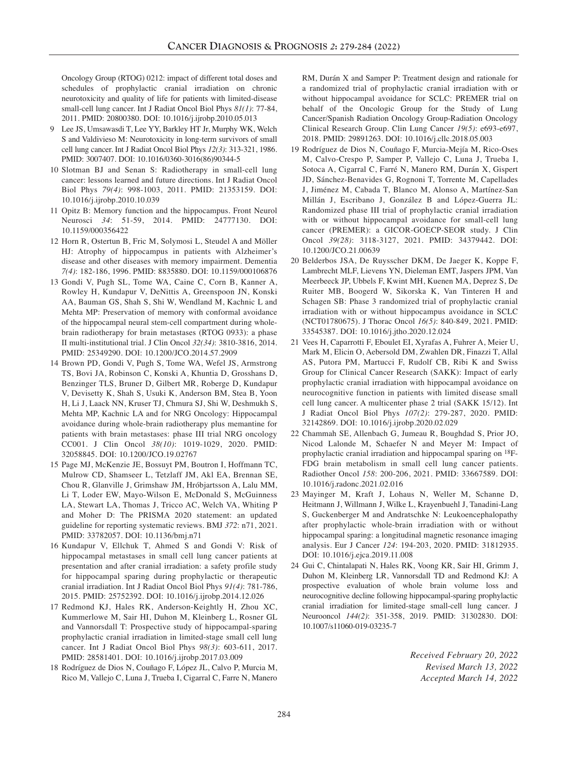Oncology Group (RTOG) 0212: impact of different total doses and schedules of prophylactic cranial irradiation on chronic neurotoxicity and quality of life for patients with limited-disease small-cell lung cancer. Int J Radiat Oncol Biol Phys *81(1)*: 77-84, 2011. PMID: 20800380. DOI: 10.1016/j.ijrobp.2010.05.013

9 Lee JS, Umsawasdi T, Lee YY, Barkley HT Jr, Murphy WK, Welch S and Valdivieso M: Neurotoxicity in long-term survivors of small cell lung cancer. Int J Radiat Oncol Biol Phys *12(3)*: 313-321, 1986. PMID: 3007407. DOI: 10.1016/0360-3016(86)90344-5

10 Slotman BJ and Senan S: Radiotherapy in small-cell lung cancer: lessons learned and future directions. Int J Radiat Oncol Biol Phys *79(4)*: 998-1003, 2011. PMID: 21353159. DOI: 10.1016/j.ijrobp.2010.10.039

11 Opitz B: Memory function and the hippocampus. Front Neurol Neurosci *34*: 51-59, 2014. PMID: 24777130. DOI: 10.1159/000356422

12 Horn R, Ostertun B, Fric M, Solymosi L, Steudel A and Möller HJ: Atrophy of hippocampus in patients with Alzheimer's disease and other diseases with memory impairment. Dementia *7(4)*: 182-186, 1996. PMID: 8835880. DOI: 10.1159/000106876

13 Gondi V, Pugh SL, Tome WA, Caine C, Corn B, Kanner A, Rowley H, Kundapur V, DeNittis A, Greenspoon JN, Konski AA, Bauman GS, Shah S, Shi W, Wendland M, Kachnic L and Mehta MP: Preservation of memory with conformal avoidance of the hippocampal neural stem-cell compartment during whole-brain radiotherapy for brain metastases (RTOG 0933): a phase II multi-institutional trial. J Clin Oncol *32(34)*: 3810-3816, 2014. PMID: 25349290. DOI: 10.1200/JCO.2014.57.2909

14 Brown PD, Gondi V, Pugh S, Tome WA, Wefel JS, Armstrong TS, Bovi JA, Robinson C, Konski A, Khuntia D, Grosshans D, Benzinger TLS, Bruner D, Gilbert MR, Roberge D, Kundapur V, Devisetty K, Shah S, Usuki K, Anderson BM, Stea B, Yoon H, Li J, Laack NN, Kruser TJ, Chmura SJ, Shi W, Deshmukh S, Mehta MP, Kachnic LA and for NRG Oncology: Hippocampal avoidance during whole-brain radiotherapy plus memantine for patients with brain metastases: phase III trial NRG oncology CC001. J Clin Oncol *38(10)*: 1019-1029, 2020. PMID: 32058845. DOI: 10.1200/JCO.19.02767

15 Page MJ, McKenzie JE, Bossuyt PM, Boutron I, Hoffmann TC, Mulrow CD, Shamseer L, Tetzlaff JM, Akl EA, Brennan SE, Chou R, Glanville J, Grimshaw JM, Hróbjartsson A, Lalu MM, Li T, Loder EW, Mayo-Wilson E, McDonald S, McGuinness LA, Stewart LA, Thomas J, Tricco AC, Welch VA, Whiting P and Moher D: The PRISMA 2020 statement: an updated guideline for reporting systematic reviews. BMJ *372*: n71, 2021. PMID: 33782057. DOI: 10.1136/bmj.n71

16 Kundapur V, Ellchuk T, Ahmed S and Gondi V: Risk of hippocampal metastases in small cell lung cancer patients at presentation and after cranial irradiation: a safety profile study for hippocampal sparing during prophylactic or therapeutic cranial irradiation. Int J Radiat Oncol Biol Phys *91(4)*: 781-786, 2015. PMID: 25752392. DOI: 10.1016/j.ijrobp.2014.12.026

17 Redmond KJ, Hales RK, Anderson-Keightly H, Zhou XC, Kummerlowe M, Sair HI, Duhon M, Kleinberg L, Rosner GL and Vannorsdall T: Prospective study of hippocampal-sparing prophylactic cranial irradiation in limited-stage small cell lung cancer. Int J Radiat Oncol Biol Phys *98(3)*: 603-611, 2017. PMID: 28581401. DOI: 10.1016/j.ijrobp.2017.03.009

18 Rodríguez de Dios N, Couñago F, López JL, Calvo P, Murcia M, Rico M, Vallejo C, Luna J, Trueba I, Cigarral C, Farre N, Manero RM, Durán X and Samper P: Treatment design and rationale for a randomized trial of prophylactic cranial irradiation with or without hippocampal avoidance for SCLC: PREMER trial on behalf of the Oncologic Group for the Study of Lung Cancer/Spanish Radiation Oncology Group-Radiation Oncology Clinical Research Group. Clin Lung Cancer *19(5)*: e693-e697, 2018. PMID: 29891263. DOI: 10.1016/j.cllc.2018.05.003

19 Rodríguez de Dios N, Couñago F, Murcia-Mejía M, Rico-Oses M, Calvo-Crespo P, Samper P, Vallejo C, Luna J, Trueba I, Sotoca A, Cigarral C, Farré N, Manero RM, Durán X, Gispert JD, Sánchez-Benavides G, Rognoni T, Torrente M, Capellades J, Jiménez M, Cabada T, Blanco M, Alonso A, Martínez-San Millán J, Escribano J, González B and López-Guerra JL: Randomized phase III trial of prophylactic cranial irradiation with or without hippocampal avoidance for small-cell lung cancer (PREMER): a GICOR-GOECP-SEOR study. J Clin Oncol *39(28)*: 3118-3127, 2021. PMID: 34379442. DOI: 10.1200/JCO.21.00639

20 Belderbos JSA, De Ruysscher DKM, De Jaeger K, Koppe F, Lambrecht MLF, Lievens YN, Dieleman EMT, Jaspers JPM, Van Meerbeeck JP, Ubbels F, Kwint MH, Kuenen MA, Deprez S, De Ruiter MB, Boogerd W, Sikorska K, Van Tinteren H and Schagen SB: Phase 3 randomized trial of prophylactic cranial irradiation with or without hippocampus avoidance in SCLC (NCT01780675). J Thorac Oncol *16(5)*: 840-849, 2021. PMID: 33545387. DOI: 10.1016/j.jtho.2020.12.024

21 Vees H, Caparrotti F, Eboulet EI, Xyrafas A, Fuhrer A, Meier U, Mark M, Elicin O, Aebersold DM, Zwahlen DR, Finazzi T, Allal AS, Putora PM, Martucci F, Rudolf CB, Ribi K and Swiss Group for Clinical Cancer Research (SAKK): Impact of early prophylactic cranial irradiation with hippocampal avoidance on neurocognitive function in patients with limited disease small cell lung cancer. A multicenter phase 2 trial (SAKK 15/12). Int J Radiat Oncol Biol Phys *107(2)*: 279-287, 2020. PMID: 32142869. DOI: 10.1016/j.ijrobp.2020.02.029

22 Chammah SE, Allenbach G, Jumeau R, Boughdad S, Prior JO, Nicod Lalonde M, Schaefer N and Meyer M: Impact of prophylactic cranial irradiation and hippocampal sparing on $^{18}$F-FDG brain metabolism in small cell lung cancer patients. Radiother Oncol *158*: 200-206, 2021. PMID: 33667589. DOI: 10.1016/j.radonc.2021.02.016

23 Mayinger M, Kraft J, Lohaus N, Weller M, Schanne D, Heitmann J, Willmann J, Wilke L, Krayenbuehl J, Tanadini-Lang S, Guckenberger M and Andratschke N: Leukoencephalopathy after prophylactic whole-brain irradiation with or without hippocampal sparing: a longitudinal magnetic resonance imaging analysis. Eur J Cancer *124*: 194-203, 2020. PMID: 31812935. DOI: 10.1016/j.ejca.2019.11.008

24 Gui C, Chintalapati N, Hales RK, Voong KR, Sair HI, Grimm J, Duhon M, Kleinberg LR, Vannorsdall TD and Redmond KJ: A prospective evaluation of whole brain volume loss and neurocognitive decline following hippocampal-sparing prophylactic cranial irradiation for limited-stage small-cell lung cancer. J Neurooncol *144(2)*: 351-358, 2019. PMID: 31302830. DOI: 10.1007/s11060-019-03235-7

*Received February 20, 2022*
*Revised March 13, 2022*
*Accepted March 14, 2022*